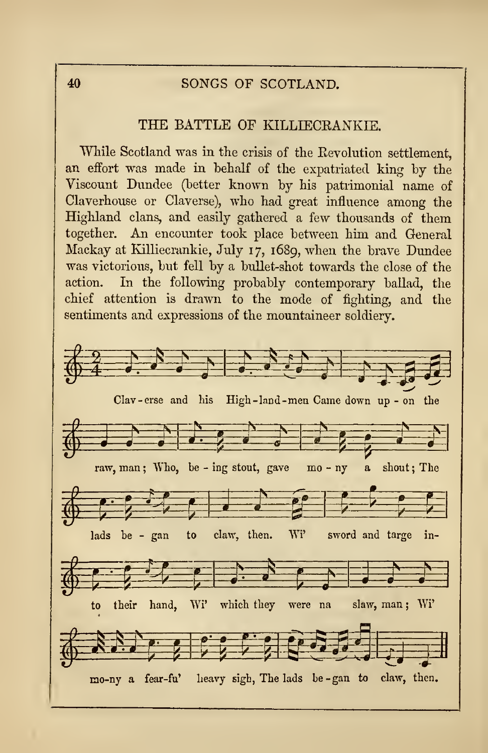## THE BATTLE OF KILLIECRANKIE.

While Scotland was in the crisis of the Revolution settlement, an effort was made in behalf of the expatriated king by the Viscount Dundee (better known by his patrimonial name of Claverhouse or Claverse), who had great influence among the Highland clans, and easily gathered a few thousands of them together. An encounter took place between him and General Mackay at Killiecrankie, July 17, 1689, when the brave Dundee was victorious, but fell by a bullet-shot towards the close of the action. In the following probably contemporary ballad, the chief attention is drawn to the mode of fighting, and the sentiments and expressions of the mountaineer soldiery.

Clav - erse and his High - land - men Came down up - on the raw, man; Who, be - ing stout, gave mo - ny a shout; The lads be - gan to claw, then. Wi' sword and targe in- to their hand, Wi' which they were na slaw, man; Wi' mo-ny a fear-fu' heavy sigh, The lads be - gan to claw, then.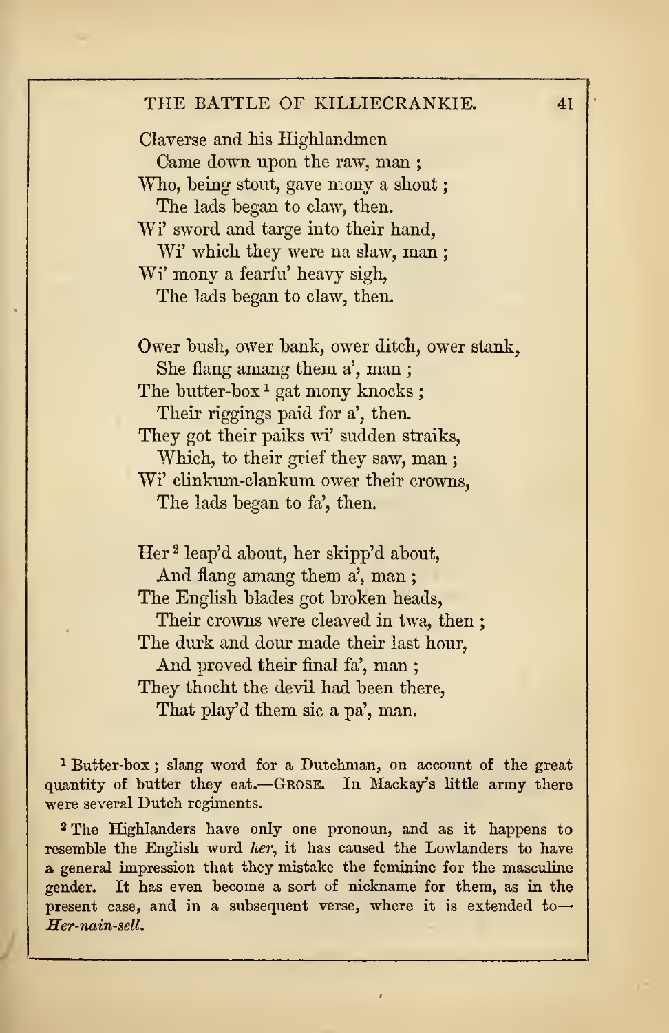Claverse and his Highlandmen
  Came down upon the raw, man ;
Who, being stout, gave mony a shout ;
  The lads began to claw, then.
Wi' sword and targe into their hand,
  Wi' which they were na slaw, man ;
Wi' mony a fearfu' heavy sigh,
  The lads began to claw, then.

Ower bush, ower bank, ower ditch, ower stank,
  She flang amang them a', man ;
The butter-box[1] gat mony knocks ;
  Their riggings paid for a', then.
They got their paiks wi' sudden straiks,
  Which, to their grief they saw, man ;
Wi' clinkum-clankum ower their crowns,
  The lads began to fa', then.

Her[2] leap'd about, her skipp'd about,
  And flang amang them a', man ;
The English blades got broken heads,
  Their crowns were cleaved in twa, then ;
The durk and dour made their last hour,
  And proved their final fa', man ;
They thocht the devil had been there,
  That play'd them sic a pa', man.

[1] Butter-box ; slang word for a Dutchman, on account of the great quantity of butter they eat.—Grose. In Mackay's little army there were several Dutch regiments.

[2] The Highlanders have only one pronoun, and as it happens to resemble the English word *her*, it has caused the Lowlanders to have a general impression that they mistake the feminine for the masculine gender. It has even become a sort of nickname for them, as in the present case, and in a subsequent verse, where it is extended to—*Her-nain-sell.*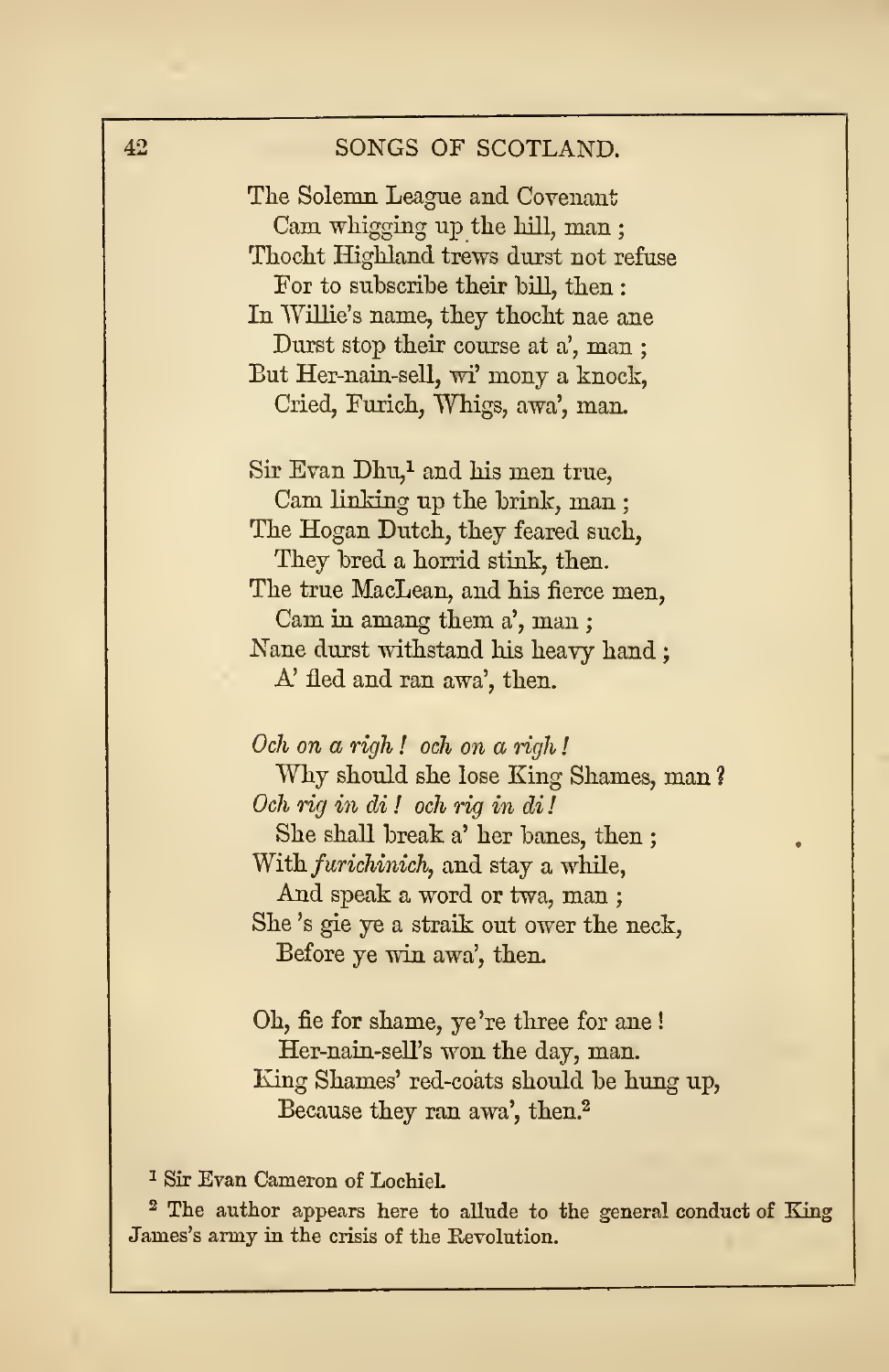The Solemn League and Covenant
  Cam whigging up the hill, man;
Thocht Highland trews durst not refuse
  For to subscribe their bill, then:
In Willie's name, they thocht nae ane
  Durst stop their course at a', man;
But Her-nain-sell, wi' mony a knock,
  Cried, Furich, Whigs, awa', man.

Sir Evan Dhu,[1] and his men true,
  Cam linking up the brink, man;
The Hogan Dutch, they feared such,
  They bred a horrid stink, then.
The true MacLean, and his fierce men,
  Cam in amang them a', man;
Nane durst withstand his heavy hand;
  A' fled and ran awa', then.

*Och on a righ! och on a righ!*
  Why should she lose King Shames, man?
*Och rig in di! och rig in di!*
  She shall break a' her banes, then;
With *furichinich*, and stay a while,
  And speak a word or twa, man;
She 's gie ye a straik out ower the neck,
  Before ye win awa', then.

Oh, fie for shame, ye're three for ane!
  Her-nain-sell's won the day, man.
King Shames' red-coats should be hung up,
  Because they ran awa', then.[2]

[1] Sir Evan Cameron of Lochiel.

[2] The author appears here to allude to the general conduct of King James's army in the crisis of the Revolution.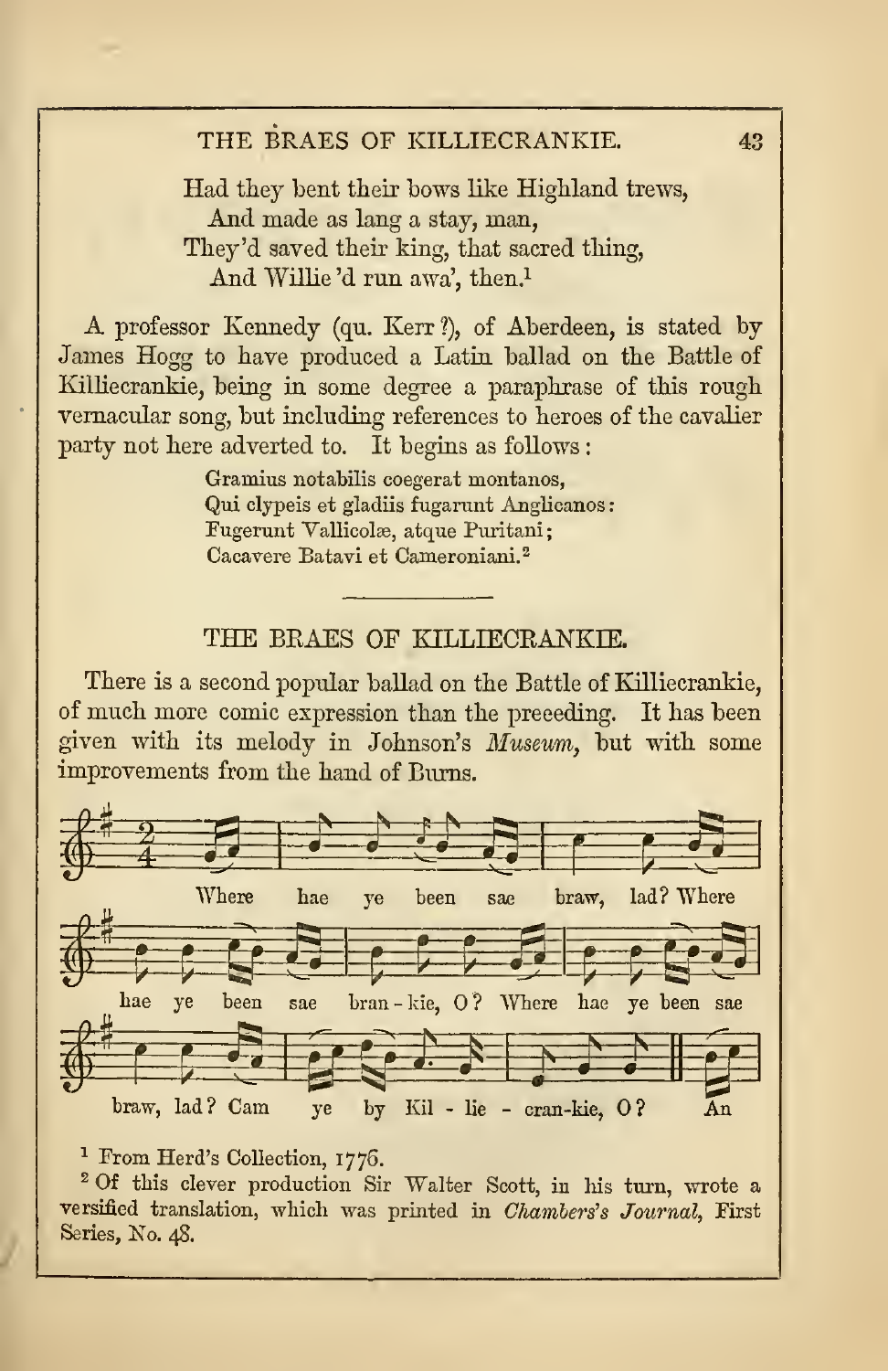Had they bent their bows like Highland trews,
And made as lang a stay, man,
They'd saved their king, that sacred thing,
And Willie 'd run awa', then.[1]

A professor Kennedy (qu. Kerr ?), of Aberdeen, is stated by James Hogg to have produced a Latin ballad on the Battle of Killiecrankie, being in some degree a paraphrase of this rough vernacular song, but including references to heroes of the cavalier party not here adverted to. It begins as follows :

> Gramius notabilis coegerat montanos,
> Qui clypeis et gladiis fugarunt Anglicanos:
> Fugerunt Vallicolæ, atque Puritani;
> Cacavere Batavi et Cameroniani.[2]

---

## THE BRAES OF KILLIECRANKIE.

There is a second popular ballad on the Battle of Killiecrankie, of much more comic expression than the preceding. It has been given with its melody in Johnson's *Museum*, but with some improvements from the hand of Burns.

Where hae ye been sae braw, lad? Where hae ye been sae bran-kie, O? Where hae ye been sae braw, lad? Cam ye by Kil-lie-cran-kie, O? An

[1] From Herd's Collection, 1776.

[2] Of this clever production Sir Walter Scott, in his turn, wrote a versified translation, which was printed in *Chambers's Journal*, First Series, No. 48.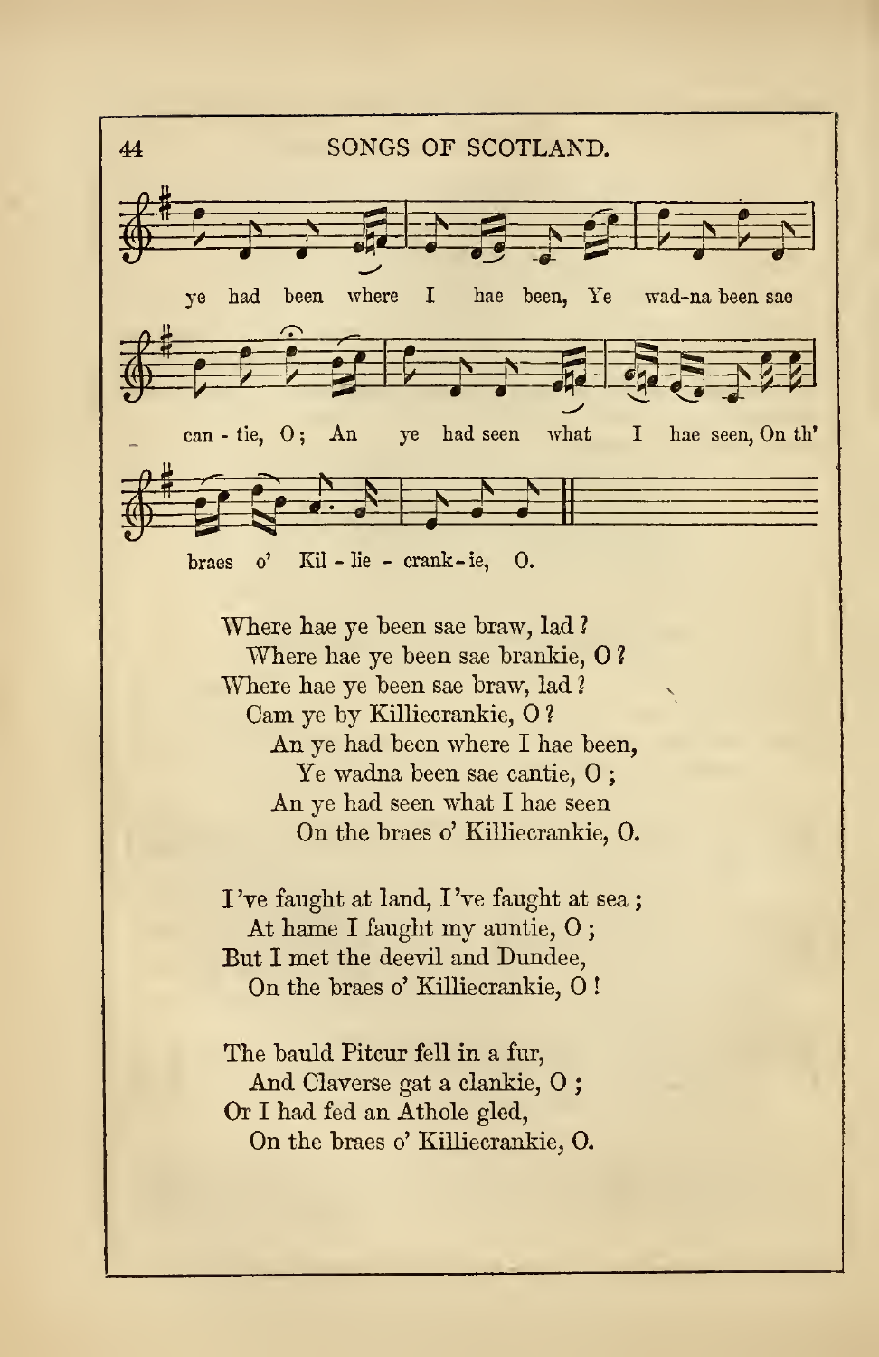ye had been where I hae been, Ye wad-na been sae

can - tie, O; An ye had seen what I hae seen, On th'

braes o' Kil - lie - crank - ie, O.

Where hae ye been sae braw, lad ?
Where hae ye been sae brankie, O ?
Where hae ye been sae braw, lad ?
Cam ye by Killiecrankie, O ?
An ye had been where I hae been,
Ye wadna been sae cantie, O ;
An ye had seen what I hae seen
On the braes o' Killiecrankie, O.

I've faught at land, I've faught at sea ;
At hame I faught my auntie, O ;
But I met the deevil and Dundee,
On the braes o' Killiecrankie, O !

The bauld Pitcur fell in a fur,
And Claverse gat a clankie, O ;
Or I had fed an Athole gled,
On the braes o' Killiecrankie, O.